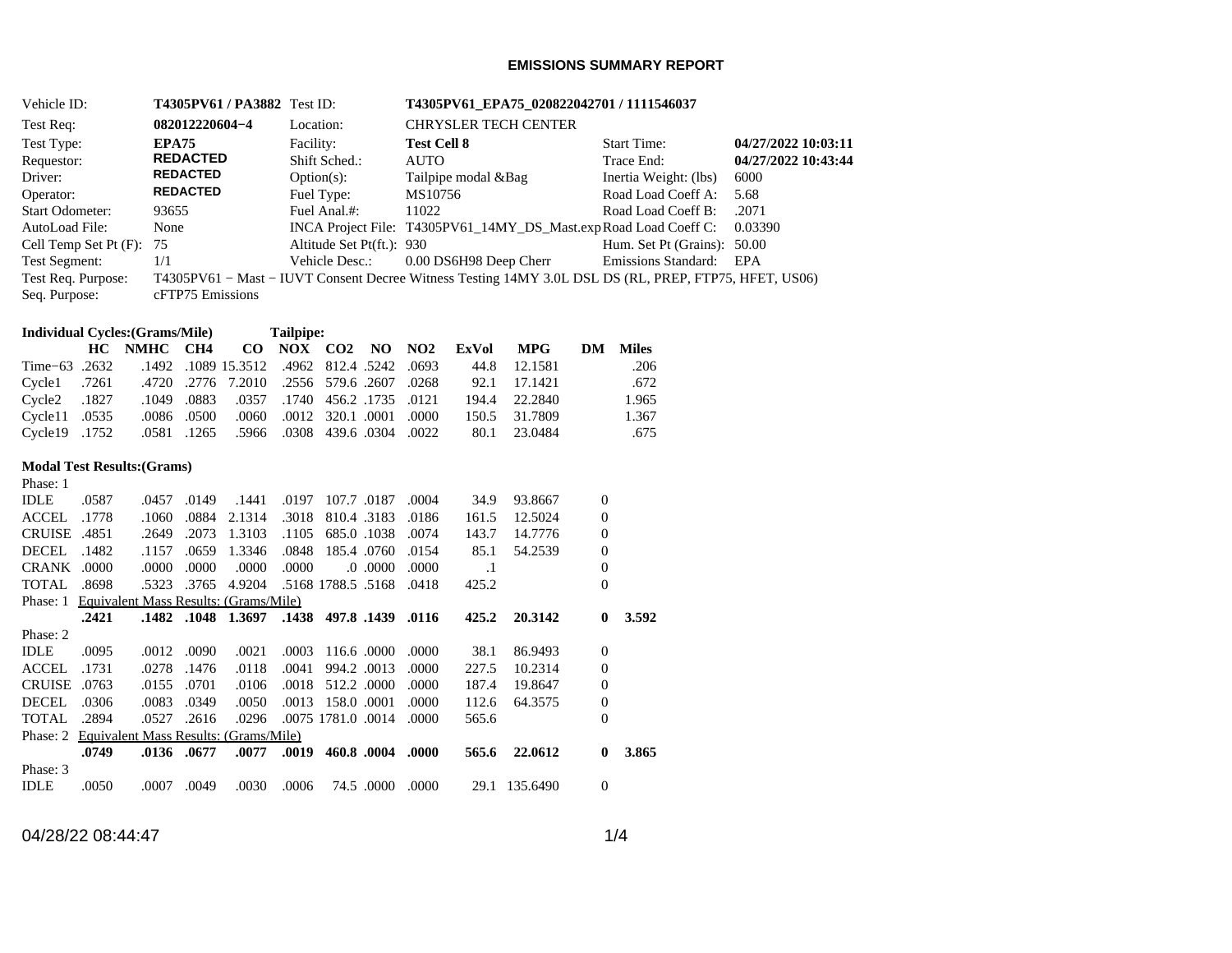# EMISSIONS SUMMARY REPORT

| | | | | | |
|---|---|---|---|---|---|
| Vehicle ID: | **T4305PV61 / PA3882** | Test ID: | **T4305PV61_EPA75_020822042701 / 1111546037** | | |
| Test Req: | **082012220604−4** | Location: | CHRYSLER TECH CENTER | | |
| Test Type: | **EPA75** | Facility: | **Test Cell 8** | Start Time: | **04/27/2022 10:03:11** |
| Requestor: | **REDACTED** | Shift Sched.: | AUTO | Trace End: | **04/27/2022 10:43:44** |
| Driver: | **REDACTED** | Option(s): | Tailpipe modal &Bag | Inertia Weight: (lbs) | 6000 |
| Operator: | **REDACTED** | Fuel Type: | MS10756 | Road Load Coeff A: | 5.68 |
| Start Odometer: | 93655 | Fuel Anal.#: | 11022 | Road Load Coeff B: | .2071 |
| AutoLoad File: | None | INCA Project File: | T4305PV61_14MY_DS_Mast.exp | Road Load Coeff C: | 0.03390 |
| Cell Temp Set Pt (F): | 75 | Altitude Set Pt(ft.): | 930 | Hum. Set Pt (Grains): | 50.00 |
| Test Segment: | 1/1 | Vehicle Desc.: | 0.00 DS6H98 Deep Cherr | Emissions Standard: | EPA |

Test Req. Purpose: T4305PV61 − Mast − IUVT Consent Decree Witness Testing 14MY 3.0L DSL DS (RL, PREP, FTP75, HFET, US06)

Seq. Purpose: cFTP75 Emissions

**Individual Cycles:(Grams/Mile)** **Tailpipe:**

| | HC | NMHC | CH4 | CO | NOX | CO2 | NO | NO2 | ExVol | MPG | DM | Miles |
|---|---|---|---|---|---|---|---|---|---|---|---|---|
| Time−63 | .2632 | .1492 | .1089 | 15.3512 | .4962 | 812.4 | .5242 | .0693 | 44.8 | 12.1581 | | .206 |
| Cycle1 | .7261 | .4720 | .2776 | 7.2010 | .2556 | 579.6 | .2607 | .0268 | 92.1 | 17.1421 | | .672 |
| Cycle2 | .1827 | .1049 | .0883 | .0357 | .1740 | 456.2 | .1735 | .0121 | 194.4 | 22.2840 | | 1.965 |
| Cycle11 | .0535 | .0086 | .0500 | .0060 | .0012 | 320.1 | .0001 | .0000 | 150.5 | 31.7809 | | 1.367 |
| Cycle19 | .1752 | .0581 | .1265 | .5966 | .0308 | 439.6 | .0304 | .0022 | 80.1 | 23.0484 | | .675 |

**Modal Test Results:(Grams)**

| | HC | NMHC | CH4 | CO | NOX | CO2 | NO | NO2 | ExVol | MPG | DM | Miles |
|---|---|---|---|---|---|---|---|---|---|---|---|---|
| Phase: 1 | | | | | | | | | | | | |
| IDLE | .0587 | .0457 | .0149 | .1441 | .0197 | 107.7 | .0187 | .0004 | 34.9 | 93.8667 | 0 | |
| ACCEL | .1778 | .1060 | .0884 | 2.1314 | .3018 | 810.4 | .3183 | .0186 | 161.5 | 12.5024 | 0 | |
| CRUISE | .4851 | .2649 | .2073 | 1.3103 | .1105 | 685.0 | .1038 | .0074 | 143.7 | 14.7776 | 0 | |
| DECEL | .1482 | .1157 | .0659 | 1.3346 | .0848 | 185.4 | .0760 | .0154 | 85.1 | 54.2539 | 0 | |
| CRANK | .0000 | .0000 | .0000 | .0000 | .0000 | .0 | .0000 | .0000 | .1 | | 0 | |
| TOTAL | .8698 | .5323 | .3765 | 4.9204 | .5168 | 1788.5 | .5168 | .0418 | 425.2 | | 0 | |
| Phase: 1 Equivalent Mass Results: (Grams/Mile) | | | | | | | | | | | | |
| | **.2421** | **.1482** | **.1048** | **1.3697** | **.1438** | **497.8** | **.1439** | **.0116** | **425.2** | **20.3142** | **0** | **3.592** |
| Phase: 2 | | | | | | | | | | | | |
| IDLE | .0095 | .0012 | .0090 | .0021 | .0003 | 116.6 | .0000 | .0000 | 38.1 | 86.9493 | 0 | |
| ACCEL | .1731 | .0278 | .1476 | .0118 | .0041 | 994.2 | .0013 | .0000 | 227.5 | 10.2314 | 0 | |
| CRUISE | .0763 | .0155 | .0701 | .0106 | .0018 | 512.2 | .0000 | .0000 | 187.4 | 19.8647 | 0 | |
| DECEL | .0306 | .0083 | .0349 | .0050 | .0013 | 158.0 | .0001 | .0000 | 112.6 | 64.3575 | 0 | |
| TOTAL | .2894 | .0527 | .2616 | .0296 | .0075 | 1781.0 | .0014 | .0000 | 565.6 | | 0 | |
| Phase: 2 Equivalent Mass Results: (Grams/Mile) | | | | | | | | | | | | |
| | **.0749** | **.0136** | **.0677** | **.0077** | **.0019** | **460.8** | **.0004** | **.0000** | **565.6** | **22.0612** | **0** | **3.865** |
| Phase: 3 | | | | | | | | | | | | |
| IDLE | .0050 | .0007 | .0049 | .0030 | .0006 | 74.5 | .0000 | .0000 | 29.1 | 135.6490 | 0 | |

04/28/22 08:44:47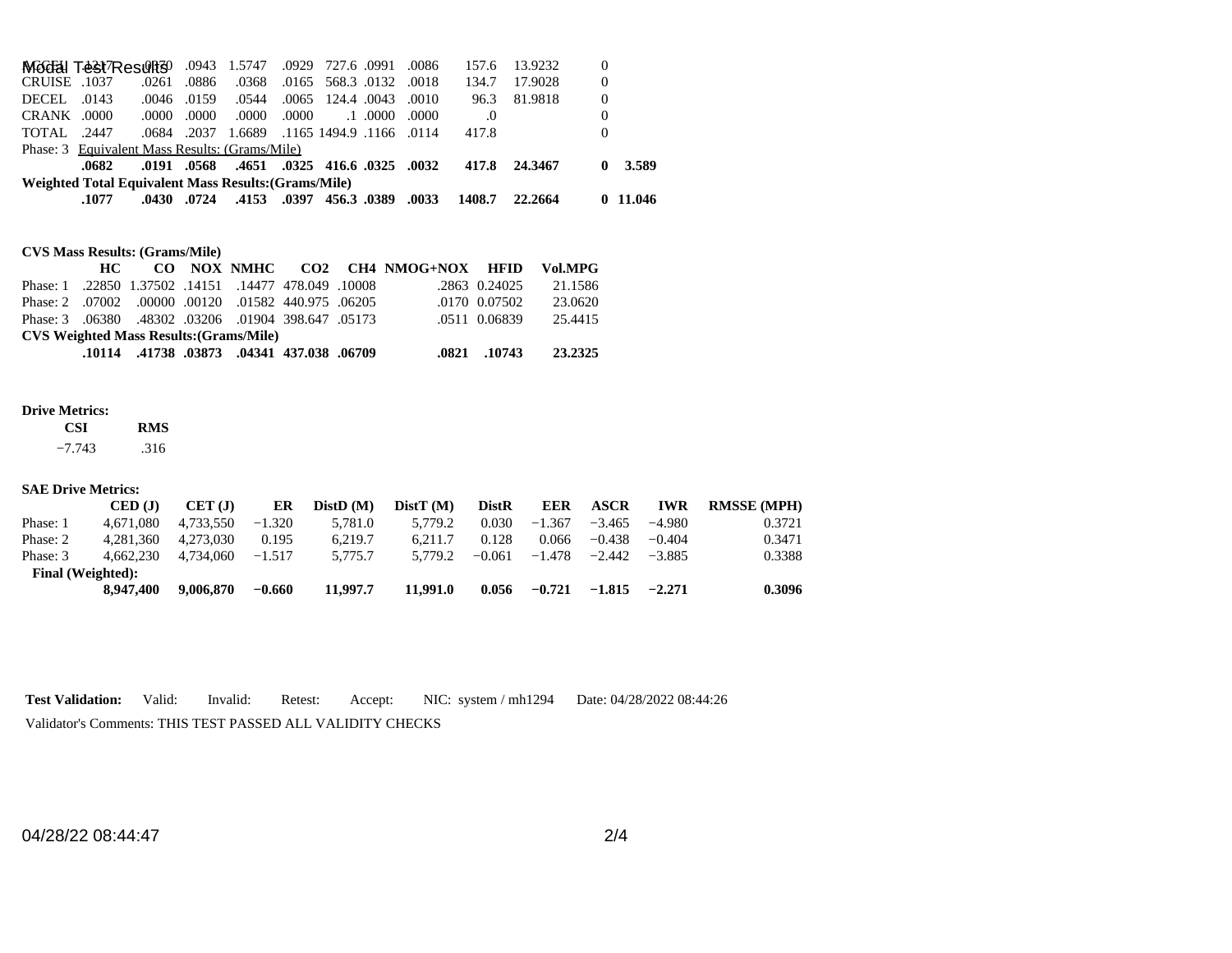| | | | | | | | | | | | | |
|---|---|---|---|---|---|---|---|---|---|---|---|---|
| ACCEL | .1217 | .0870 | .0943 | 1.5747 | .0929 | 727.6 | .0991 | .0086 | 157.6 | 13.9232 | 0 | |
| CRUISE | .1037 | .0261 | .0886 | .0368 | .0165 | 568.3 | .0132 | .0018 | 134.7 | 17.9028 | 0 | |
| DECEL | .0143 | .0046 | .0159 | .0544 | .0065 | 124.4 | .0043 | .0010 | 96.3 | 81.9818 | 0 | |
| CRANK | .0000 | .0000 | .0000 | .0000 | .0000 | .1 | .0000 | .0000 | .0 | | 0 | |
| TOTAL | .2447 | .0684 | .2037 | 1.6689 | .1165 | 1494.9 | .1166 | .0114 | 417.8 | | 0 | |
| Phase: 3 Equivalent Mass Results: (Grams/Mile) | | | | | | | | | | | | |
| | **.0682** | **.0191** | **.0568** | **.4651** | **.0325** | **416.6** | **.0325** | **.0032** | **417.8** | **24.3467** | **0** | **3.589** |
| **Weighted Total Equivalent Mass Results:(Grams/Mile)** | | | | | | | | | | | | |
| | **.1077** | **.0430** | **.0724** | **.4153** | **.0397** | **456.3** | **.0389** | **.0033** | **1408.7** | **22.2664** | **0** | **11.046** |

**CVS Mass Results: (Grams/Mile)**

| | HC | CO | NOX | NMHC | CO2 | CH4 | NMOG+NOX | HFID | Vol.MPG |
|---|---|---|---|---|---|---|---|---|---|
| Phase: 1 | .22850 | 1.37502 | .14151 | .14477 | 478.049 | .10008 | .2863 | 0.24025 | 21.1586 |
| Phase: 2 | .07002 | .00000 | .00120 | .01582 | 440.975 | .06205 | .0170 | 0.07502 | 23.0620 |
| Phase: 3 | .06380 | .48302 | .03206 | .01904 | 398.647 | .05173 | .0511 | 0.06839 | 25.4415 |
| **CVS Weighted Mass Results:(Grams/Mile)** | | | | | | | | | |
| | **.10114** | **.41738** | **.03873** | **.04341** | **437.038** | **.06709** | **.0821** | **.10743** | **23.2325** |

**Drive Metrics:**

| CSI | RMS |
|---|---|
| −7.743 | .316 |

**SAE Drive Metrics:**

| | CED (J) | CET (J) | ER | DistD (M) | DistT (M) | DistR | EER | ASCR | IWR | RMSSE (MPH) |
|---|---|---|---|---|---|---|---|---|---|---|
| Phase: 1 | 4,671,080 | 4,733,550 | −1.320 | 5,781.0 | 5,779.2 | 0.030 | −1.367 | −3.465 | −4.980 | 0.3721 |
| Phase: 2 | 4,281,360 | 4,273,030 | 0.195 | 6,219.7 | 6,211.7 | 0.128 | 0.066 | −0.438 | −0.404 | 0.3471 |
| Phase: 3 | 4,662,230 | 4,734,060 | −1.517 | 5,775.7 | 5,779.2 | −0.061 | −1.478 | −2.442 | −3.885 | 0.3388 |
| **Final (Weighted):** | | | | | | | | | | |
| | **8,947,400** | **9,006,870** | **−0.660** | **11,997.7** | **11,991.0** | **0.056** | **−0.721** | **−1.815** | **−2.271** | **0.3096** |

**Test Validation:** Valid: Invalid: Retest: Accept: NIC: system / mh1294 Date: 04/28/2022 08:44:26

Validator's Comments: THIS TEST PASSED ALL VALIDITY CHECKS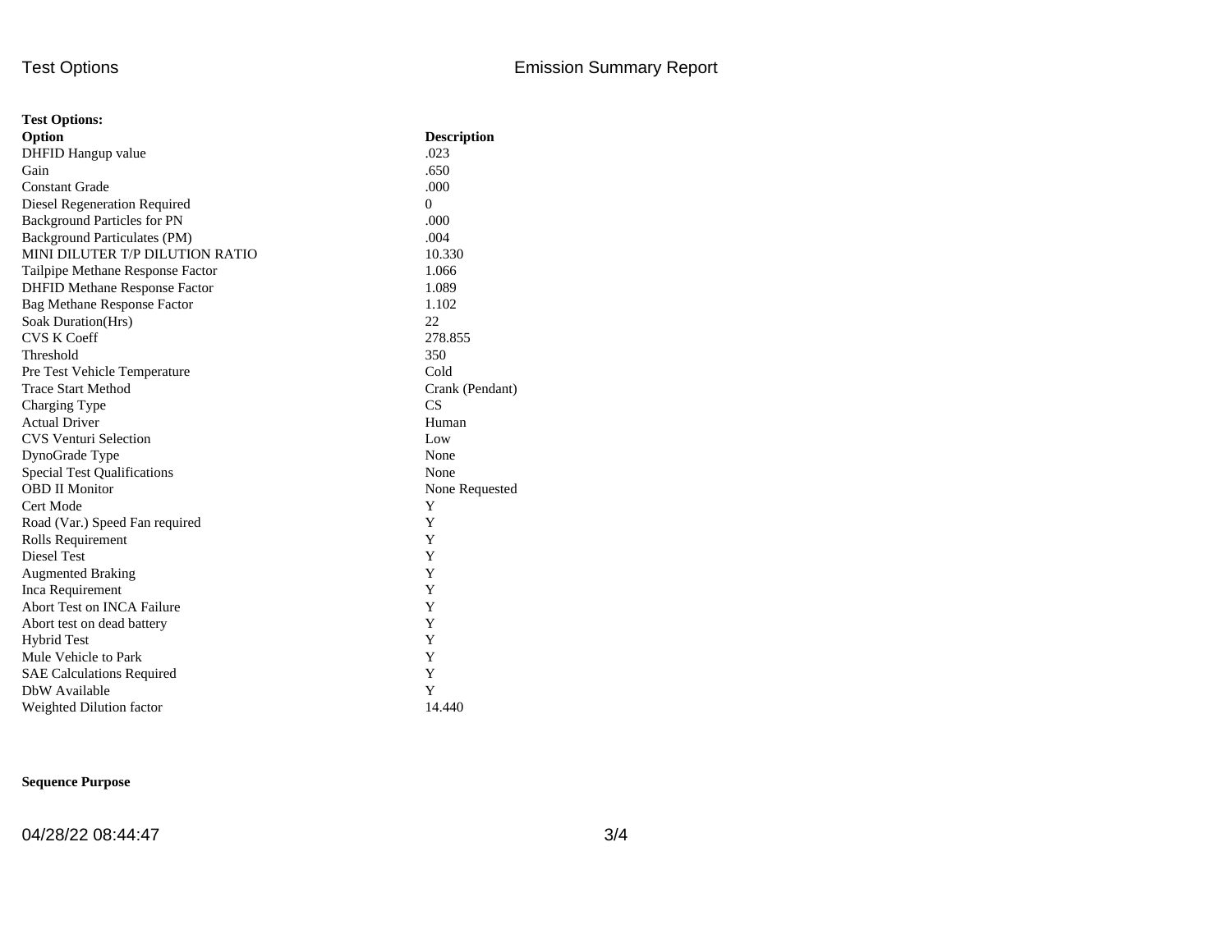**Test Options:**

| Option | Description |
|---|---|
| DHFID Hangup value | .023 |
| Gain | .650 |
| Constant Grade | .000 |
| Diesel Regeneration Required | 0 |
| Background Particles for PN | .000 |
| Background Particulates (PM) | .004 |
| MINI DILUTER T/P DILUTION RATIO | 10.330 |
| Tailpipe Methane Response Factor | 1.066 |
| DHFID Methane Response Factor | 1.089 |
| Bag Methane Response Factor | 1.102 |
| Soak Duration(Hrs) | 22 |
| CVS K Coeff | 278.855 |
| Threshold | 350 |
| Pre Test Vehicle Temperature | Cold |
| Trace Start Method | Crank (Pendant) |
| Charging Type | CS |
| Actual Driver | Human |
| CVS Venturi Selection | Low |
| DynoGrade Type | None |
| Special Test Qualifications | None |
| OBD II Monitor | None Requested |
| Cert Mode | Y |
| Road (Var.) Speed Fan required | Y |
| Rolls Requirement | Y |
| Diesel Test | Y |
| Augmented Braking | Y |
| Inca Requirement | Y |
| Abort Test on INCA Failure | Y |
| Abort test on dead battery | Y |
| Hybrid Test | Y |
| Mule Vehicle to Park | Y |
| SAE Calculations Required | Y |
| DbW Available | Y |
| Weighted Dilution factor | 14.440 |

**Sequence Purpose**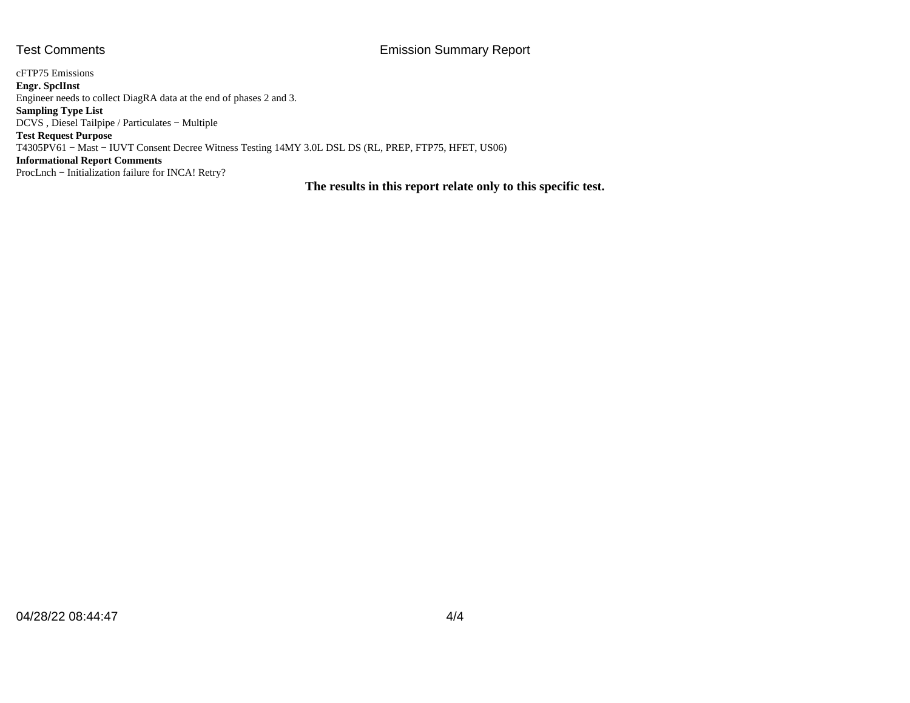## Test Comments

## Emission Summary Report

cFTP75 Emissions

**Engr. SpclInst**

Engineer needs to collect DiagRA data at the end of phases 2 and 3.

**Sampling Type List**

DCVS , Diesel Tailpipe / Particulates − Multiple

**Test Request Purpose**

T4305PV61 − Mast − IUVT Consent Decree Witness Testing 14MY 3.0L DSL DS (RL, PREP, FTP75, HFET, US06)

**Informational Report Comments**

ProcLnch − Initialization failure for INCA! Retry?

**The results in this report relate only to this specific test.**

04/28/22 08:44:47